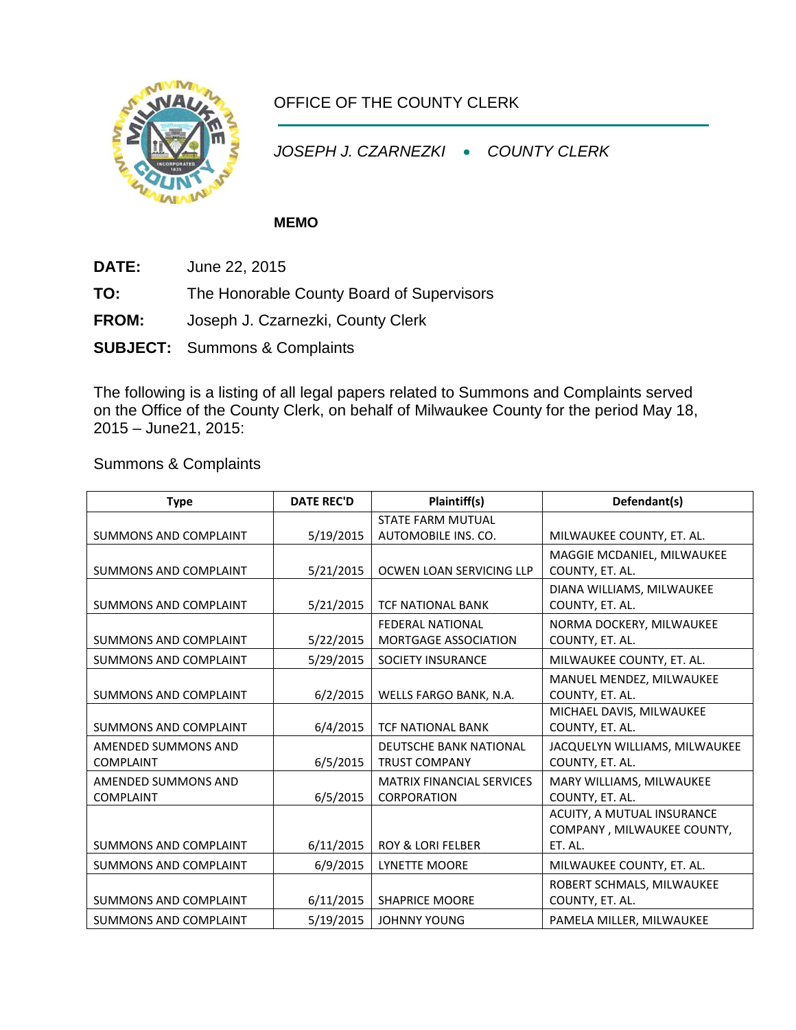OFFICE OF THE COUNTY CLERK

*JOSEPH J. CZARNEZKI • COUNTY CLERK*

**MEMO**

**DATE:** June 22, 2015

**TO:** The Honorable County Board of Supervisors

**FROM:** Joseph J. Czarnezki, County Clerk

**SUBJECT:** Summons & Complaints

The following is a listing of all legal papers related to Summons and Complaints served on the Office of the County Clerk, on behalf of Milwaukee County for the period May 18, 2015 – June21, 2015:

Summons & Complaints

| Type | DATE REC'D | Plaintiff(s) | Defendant(s) |
|---|---|---|---|
| SUMMONS AND COMPLAINT | 5/19/2015 | STATE FARM MUTUAL AUTOMOBILE INS. CO. | MILWAUKEE COUNTY, ET. AL. |
| SUMMONS AND COMPLAINT | 5/21/2015 | OCWEN LOAN SERVICING LLP | MAGGIE MCDANIEL, MILWAUKEE COUNTY, ET. AL. |
| SUMMONS AND COMPLAINT | 5/21/2015 | TCF NATIONAL BANK | DIANA WILLIAMS, MILWAUKEE COUNTY, ET. AL. |
| SUMMONS AND COMPLAINT | 5/22/2015 | FEDERAL NATIONAL MORTGAGE ASSOCIATION | NORMA DOCKERY, MILWAUKEE COUNTY, ET. AL. |
| SUMMONS AND COMPLAINT | 5/29/2015 | SOCIETY INSURANCE | MILWAUKEE COUNTY, ET. AL. |
| SUMMONS AND COMPLAINT | 6/2/2015 | WELLS FARGO BANK, N.A. | MANUEL MENDEZ, MILWAUKEE COUNTY, ET. AL. |
| SUMMONS AND COMPLAINT | 6/4/2015 | TCF NATIONAL BANK | MICHAEL DAVIS, MILWAUKEE COUNTY, ET. AL. |
| AMENDED SUMMONS AND COMPLAINT | 6/5/2015 | DEUTSCHE BANK NATIONAL TRUST COMPANY | JACQUELYN WILLIAMS, MILWAUKEE COUNTY, ET. AL. |
| AMENDED SUMMONS AND COMPLAINT | 6/5/2015 | MATRIX FINANCIAL SERVICES CORPORATION | MARY WILLIAMS, MILWAUKEE COUNTY, ET. AL. |
| SUMMONS AND COMPLAINT | 6/11/2015 | ROY & LORI FELBER | ACUITY, A MUTUAL INSURANCE COMPANY , MILWAUKEE COUNTY, ET. AL. |
| SUMMONS AND COMPLAINT | 6/9/2015 | LYNETTE MOORE | MILWAUKEE COUNTY, ET. AL. |
| SUMMONS AND COMPLAINT | 6/11/2015 | SHAPRICE MOORE | ROBERT SCHMALS, MILWAUKEE COUNTY, ET. AL. |
| SUMMONS AND COMPLAINT | 5/19/2015 | JOHNNY YOUNG | PAMELA MILLER, MILWAUKEE |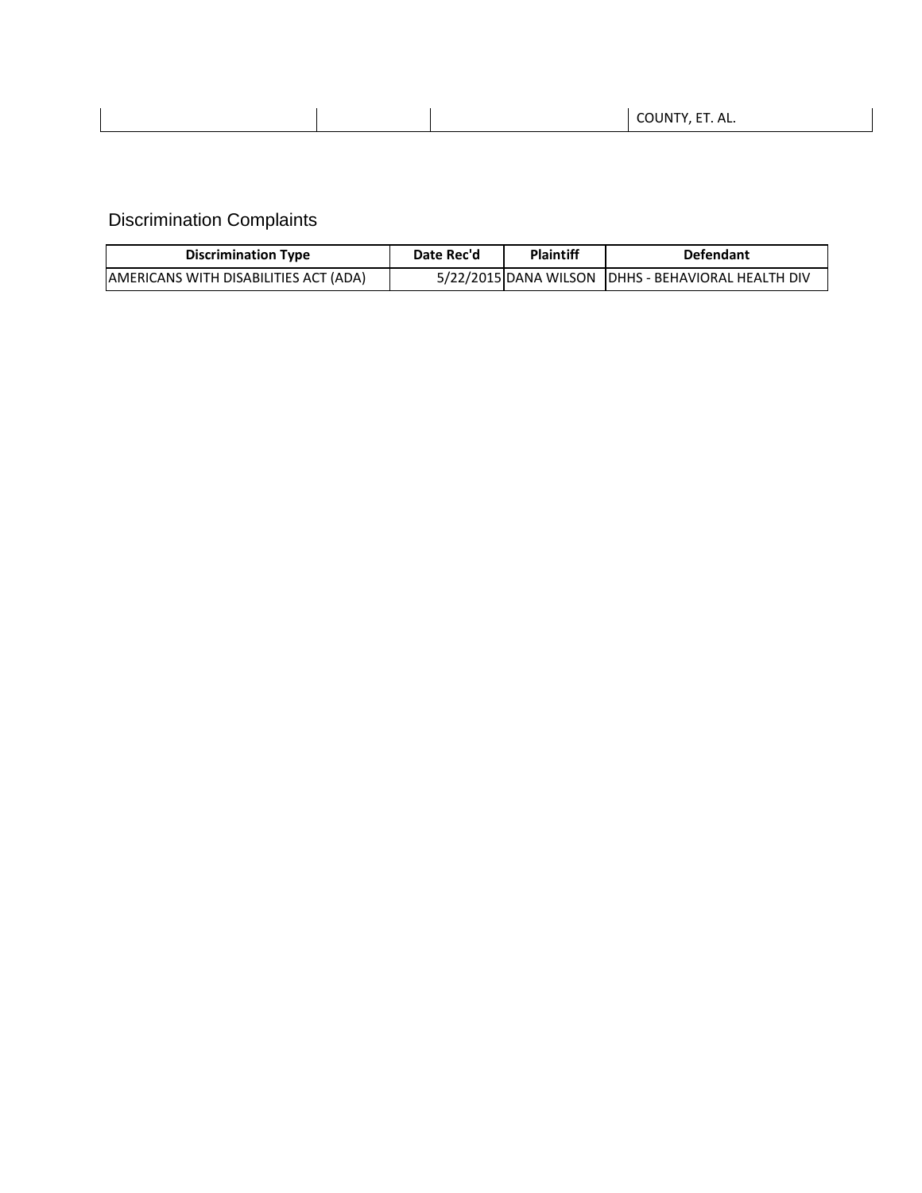| | | | |
|---|---|---|---|
| | | | COUNTY, ET. AL. |

## Discrimination Complaints

| Discrimination Type | Date Rec'd | Plaintiff | Defendant |
|---|---|---|---|
| AMERICANS WITH DISABILITIES ACT (ADA) | 5/22/2015 | DANA WILSON | DHHS - BEHAVIORAL HEALTH DIV |